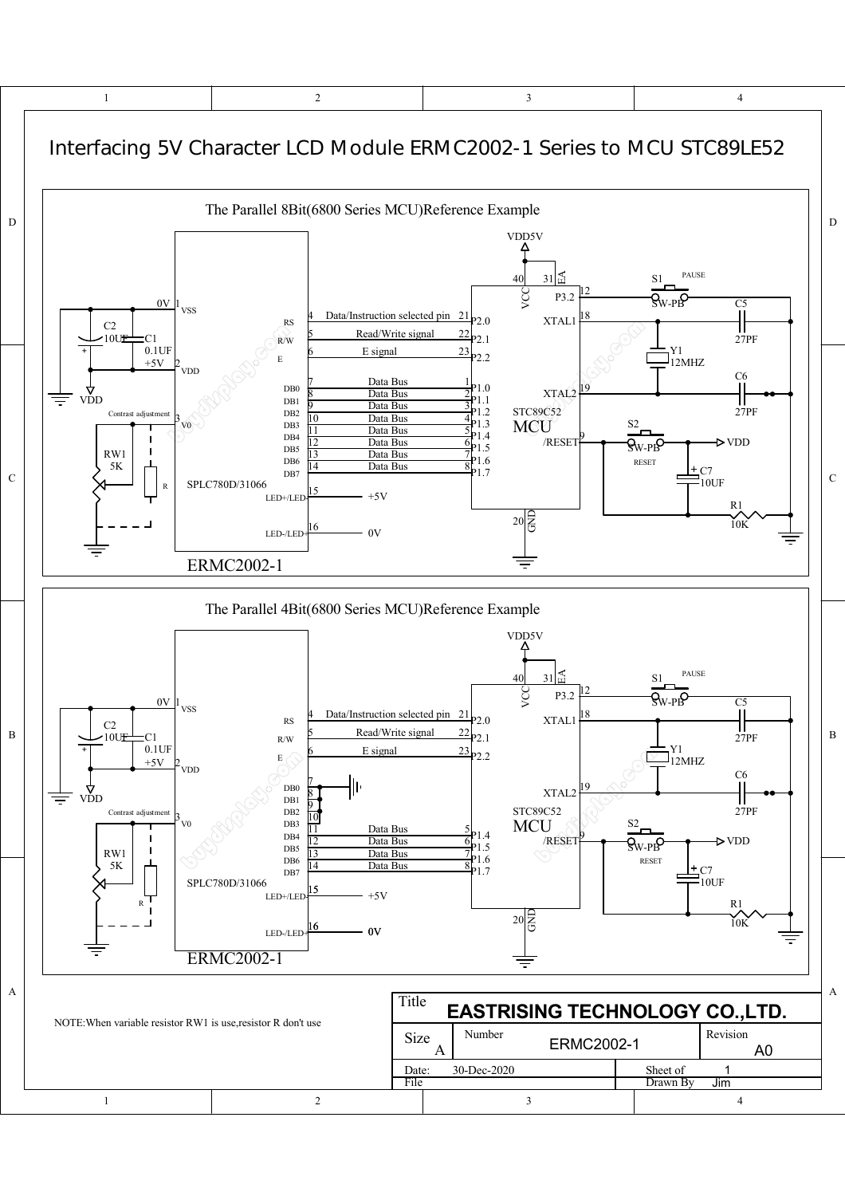# Interfacing 5V Character LCD Module ERMC2002-1 Series to MCU STC89LE52

## The Parallel 8Bit(6800 Series MCU)Reference Example

| ERMC2002-1 Pin | Signal | Description | MCU Pin | MCU Port |
|---|---|---|---|---|
| 1 | VSS | 0V | | |
| 2 | VDD | +5V | | |
| 3 | V0 | Contrast adjustment | | |
| 4 | RS | Data/Instruction selected pin | 21 | P2.0 |
| 5 | R/W | Read/Write signal | 22 | P2.1 |
| 6 | E | E signal | 23 | P2.2 |
| 7 | DB0 | Data Bus | 1 | P1.0 |
| 8 | DB1 | Data Bus | 2 | P1.1 |
| 9 | DB2 | Data Bus | 3 | P1.2 |
| 10 | DB3 | Data Bus | 4 | P1.3 |
| 11 | DB4 | Data Bus | 5 | P1.4 |
| 12 | DB5 | Data Bus | 6 | P1.5 |
| 13 | DB6 | Data Bus | 7 | P1.6 |
| 14 | DB7 | Data Bus | 8 | P1.7 |
| 15 | LED+/LED | +5V | | |
| 16 | LED-/LED | 0V | | |

ERMC2002-1 (SPLC780D/31066); C2 10UF; C1 0.1UF; RW1 5K; R

MCU STC89C52: VCC 40, EA 31 to VDD5V; P3.2 12 — S1 SW-PB PAUSE; XTAL1 18, XTAL2 19 — Y1 12MHZ, C5 27PF, C6 27PF; /RESET 9 — S2 SW-PB RESET, C7 10UF, R1 10K, VDD; GND 20

## The Parallel 4Bit(6800 Series MCU)Reference Example

| ERMC2002-1 Pin | Signal | Description | MCU Pin | MCU Port |
|---|---|---|---|---|
| 1 | VSS | 0V | | |
| 2 | VDD | +5V | | |
| 3 | V0 | Contrast adjustment | | |
| 4 | RS | Data/Instruction selected pin | 21 | P2.0 |
| 5 | R/W | Read/Write signal | 22 | P2.1 |
| 6 | E | E signal | 23 | P2.2 |
| 7–10 | DB0–DB3 | (to ground) | | |
| 11 | DB4 | Data Bus | 5 | P1.4 |
| 12 | DB5 | Data Bus | 6 | P1.5 |
| 13 | DB6 | Data Bus | 7 | P1.6 |
| 14 | DB7 | Data Bus | 8 | P1.7 |
| 15 | LED+/LED | +5V | | |
| 16 | LED-/LED | 0V | | |

ERMC2002-1 (SPLC780D/31066); C2 10UF; C1 0.1UF; RW1 5K; R

MCU STC89C52: VCC 40, EA 31 to VDD5V; P3.2 12 — S1 SW-PB PAUSE; XTAL1 18, XTAL2 19 — Y1 12MHZ, C5 27PF, C6 27PF; /RESET 9 — S2 SW-PB RESET, C7 10UF, R1 10K, VDD; GND 20

NOTE:When variable resistor RW1 is use,resistor R don't use

| Title | EASTRISING TECHNOLOGY CO.,LTD. | | |
|---|---|---|---|
| Size: A | Number: ERMC2002-1 | | Revision: A0 |
| Date: 30-Dec-2020 | | Sheet of 1 | |
| File | | Drawn By Jim | |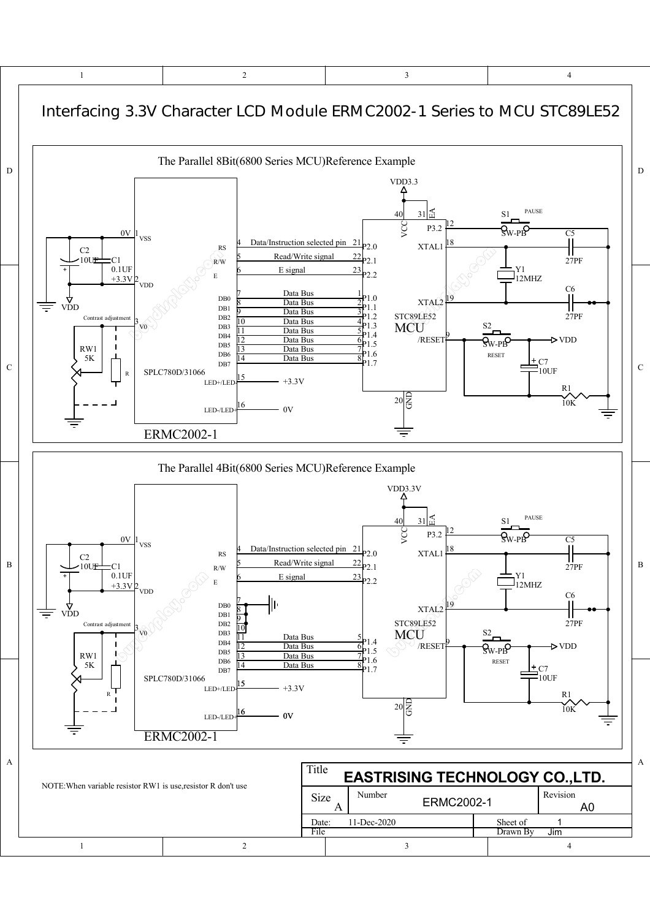# Interfacing 3.3V Character LCD Module ERMC2002-1 Series to MCU STC89LE52

## The Parallel 8Bit(6800 Series MCU)Reference Example

VDD3.3

0V 1 VSS
+3.3V 2 VDD
3 V0
C2 10UF
C1 0.1UF
VDD
Contrast adjustment
RW1 5K
R

RS 4 — Data/Instruction selected pin — 21 P2.0
R/W 5 — Read/Write signal — 22 P2.1
E 6 — E signal — 23 P2.2
DB0 7 — Data Bus — 1 P1.0
DB1 8 — Data Bus — 2 P1.1
DB2 9 — Data Bus — 3 P1.2
DB3 10 — Data Bus — 4 P1.3
DB4 11 — Data Bus — 5 P1.4
DB5 12 — Data Bus — 6 P1.5
DB6 13 — Data Bus — 7 P1.6
DB7 14 — Data Bus — 8 P1.7
LED+/LED 15 — +3.3V
LED-/LED 16 — 0V

SPLC780D/31066
ERMC2002-1

STC89LE52 MCU
40 VCC, 31 EA, 20 GND
P3.2 12 — S1 SW-PB PAUSE
XTAL1 18 — C5 27PF
Y1 12MHZ
XTAL2 19 — C6 27PF
/RESET 9 — S2 SW-PB RESET — VDD
C7 10UF
R1 10K

## The Parallel 4Bit(6800 Series MCU)Reference Example

VDD3.3V

0V 1 VSS
+3.3V 2 VDD
3 V0
C2 10UF
C1 0.1UF
VDD
Contrast adjustment
RW1 5K
R

RS 4 — Data/Instruction selected pin — 21 P2.0
R/W 5 — Read/Write signal — 22 P2.1
E 6 — E signal — 23 P2.2
DB0 7, DB1 8, DB2 9, DB3 10 — GND
DB4 11 — Data Bus — 5 P1.4
DB5 12 — Data Bus — 6 P1.5
DB6 13 — Data Bus — 7 P1.6
DB7 14 — Data Bus — 8 P1.7
LED+/LED 15 — +3.3V
LED-/LED 16 — 0V

SPLC780D/31066
ERMC2002-1

STC89LE52 MCU
40 VCC, 31 EA, 20 GND
P3.2 12 — S1 SW-PB PAUSE
XTAL1 18 — C5 27PF
Y1 12MHZ
XTAL2 19 — C6 27PF
/RESET 9 — S2 SW-PB RESET — VDD
C7 10UF
R1 10K

NOTE:When variable resistor RW1 is use,resistor R don't use

| | | | |
|---|---|---|---|
| Title | EASTRISING TECHNOLOGY CO.,LTD. | | |
| Size A | Number ERMC2002-1 | | Revision A0 |
| Date: 11-Dec-2020 | | Sheet of 1 | |
| File | | Drawn By Jim | |